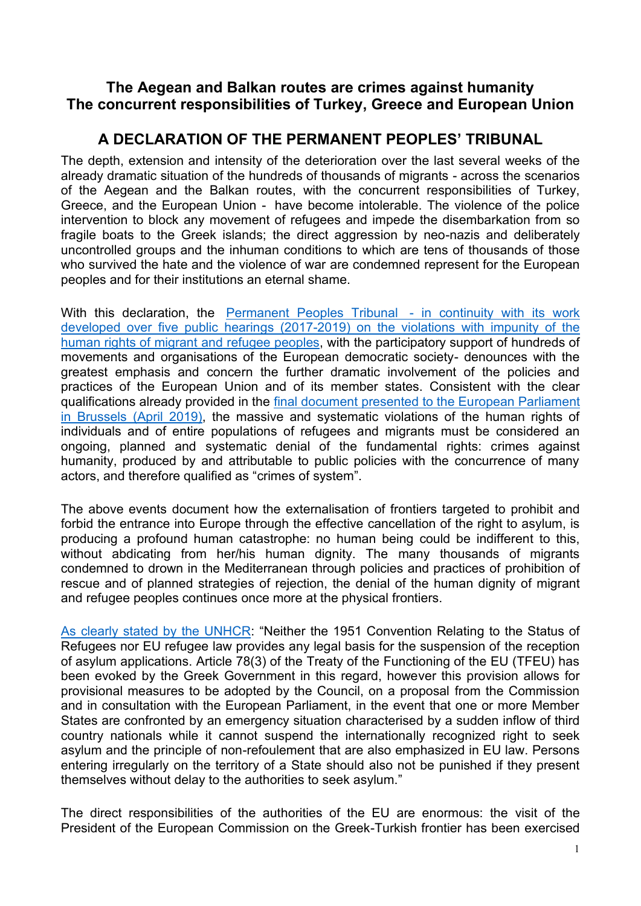## The Aegean and Balkan routes are crimes against humanity
## The concurrent responsibilities of Turkey, Greece and European Union

# A DECLARATION OF THE PERMANENT PEOPLES' TRIBUNAL

The depth, extension and intensity of the deterioration over the last several weeks of the already dramatic situation of the hundreds of thousands of migrants - across the scenarios of the Aegean and the Balkan routes, with the concurrent responsibilities of Turkey, Greece, and the European Union - have become intolerable. The violence of the police intervention to block any movement of refugees and impede the disembarkation from so fragile boats to the Greek islands; the direct aggression by neo-nazis and deliberately uncontrolled groups and the inhuman conditions to which are tens of thousands of those who survived the hate and the violence of war are condemned represent for the European peoples and for their institutions an eternal shame.

With this declaration, the Permanent Peoples Tribunal - in continuity with its work developed over five public hearings (2017-2019) on the violations with impunity of the human rights of migrant and refugee peoples, with the participatory support of hundreds of movements and organisations of the European democratic society- denounces with the greatest emphasis and concern the further dramatic involvement of the policies and practices of the European Union and of its member states. Consistent with the clear qualifications already provided in the final document presented to the European Parliament in Brussels (April 2019), the massive and systematic violations of the human rights of individuals and of entire populations of refugees and migrants must be considered an ongoing, planned and systematic denial of the fundamental rights: crimes against humanity, produced by and attributable to public policies with the concurrence of many actors, and therefore qualified as "crimes of system".

The above events document how the externalisation of frontiers targeted to prohibit and forbid the entrance into Europe through the effective cancellation of the right to asylum, is producing a profound human catastrophe: no human being could be indifferent to this, without abdicating from her/his human dignity. The many thousands of migrants condemned to drown in the Mediterranean through policies and practices of prohibition of rescue and of planned strategies of rejection, the denial of the human dignity of migrant and refugee peoples continues once more at the physical frontiers.

As clearly stated by the UNHCR: "Neither the 1951 Convention Relating to the Status of Refugees nor EU refugee law provides any legal basis for the suspension of the reception of asylum applications. Article 78(3) of the Treaty of the Functioning of the EU (TFEU) has been evoked by the Greek Government in this regard, however this provision allows for provisional measures to be adopted by the Council, on a proposal from the Commission and in consultation with the European Parliament, in the event that one or more Member States are confronted by an emergency situation characterised by a sudden inflow of third country nationals while it cannot suspend the internationally recognized right to seek asylum and the principle of non-refoulement that are also emphasized in EU law. Persons entering irregularly on the territory of a State should also not be punished if they present themselves without delay to the authorities to seek asylum."

The direct responsibilities of the authorities of the EU are enormous: the visit of the President of the European Commission on the Greek-Turkish frontier has been exercised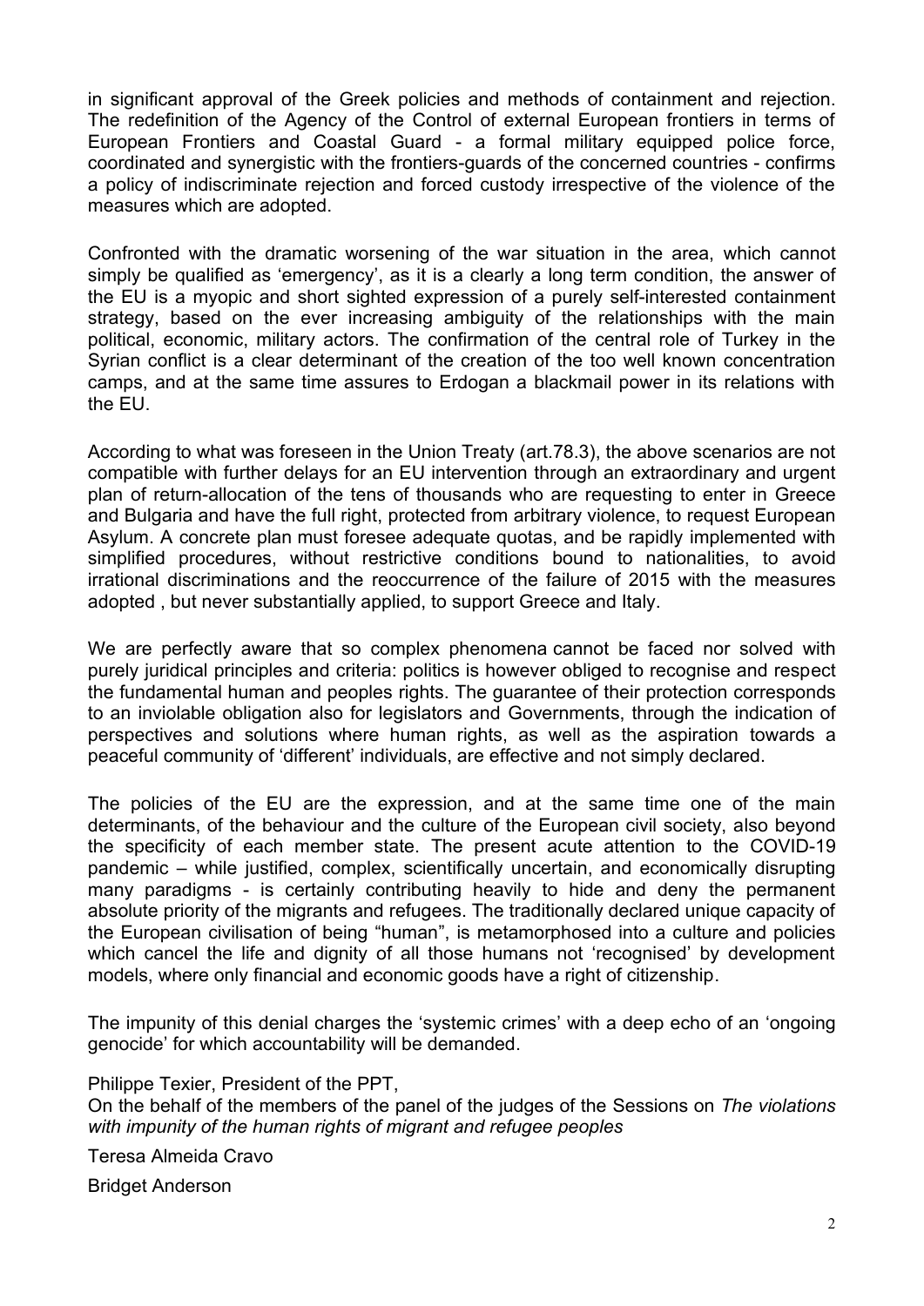in significant approval of the Greek policies and methods of containment and rejection. The redefinition of the Agency of the Control of external European frontiers in terms of European Frontiers and Coastal Guard - a formal military equipped police force, coordinated and synergistic with the frontiers-guards of the concerned countries - confirms a policy of indiscriminate rejection and forced custody irrespective of the violence of the measures which are adopted.

Confronted with the dramatic worsening of the war situation in the area, which cannot simply be qualified as 'emergency', as it is a clearly a long term condition, the answer of the EU is a myopic and short sighted expression of a purely self-interested containment strategy, based on the ever increasing ambiguity of the relationships with the main political, economic, military actors. The confirmation of the central role of Turkey in the Syrian conflict is a clear determinant of the creation of the too well known concentration camps, and at the same time assures to Erdogan a blackmail power in its relations with the EU.

According to what was foreseen in the Union Treaty (art.78.3), the above scenarios are not compatible with further delays for an EU intervention through an extraordinary and urgent plan of return-allocation of the tens of thousands who are requesting to enter in Greece and Bulgaria and have the full right, protected from arbitrary violence, to request European Asylum. A concrete plan must foresee adequate quotas, and be rapidly implemented with simplified procedures, without restrictive conditions bound to nationalities, to avoid irrational discriminations and the reoccurrence of the failure of 2015 with the measures adopted , but never substantially applied, to support Greece and Italy.

We are perfectly aware that so complex phenomena cannot be faced nor solved with purely juridical principles and criteria: politics is however obliged to recognise and respect the fundamental human and peoples rights. The guarantee of their protection corresponds to an inviolable obligation also for legislators and Governments, through the indication of perspectives and solutions where human rights, as well as the aspiration towards a peaceful community of 'different' individuals, are effective and not simply declared.

The policies of the EU are the expression, and at the same time one of the main determinants, of the behaviour and the culture of the European civil society, also beyond the specificity of each member state. The present acute attention to the COVID-19 pandemic – while justified, complex, scientifically uncertain, and economically disrupting many paradigms - is certainly contributing heavily to hide and deny the permanent absolute priority of the migrants and refugees. The traditionally declared unique capacity of the European civilisation of being "human", is metamorphosed into a culture and policies which cancel the life and dignity of all those humans not 'recognised' by development models, where only financial and economic goods have a right of citizenship.

The impunity of this denial charges the 'systemic crimes' with a deep echo of an 'ongoing genocide' for which accountability will be demanded.

Philippe Texier, President of the PPT,
On the behalf of the members of the panel of the judges of the Sessions on *The violations with impunity of the human rights of migrant and refugee peoples*

Teresa Almeida Cravo

Bridget Anderson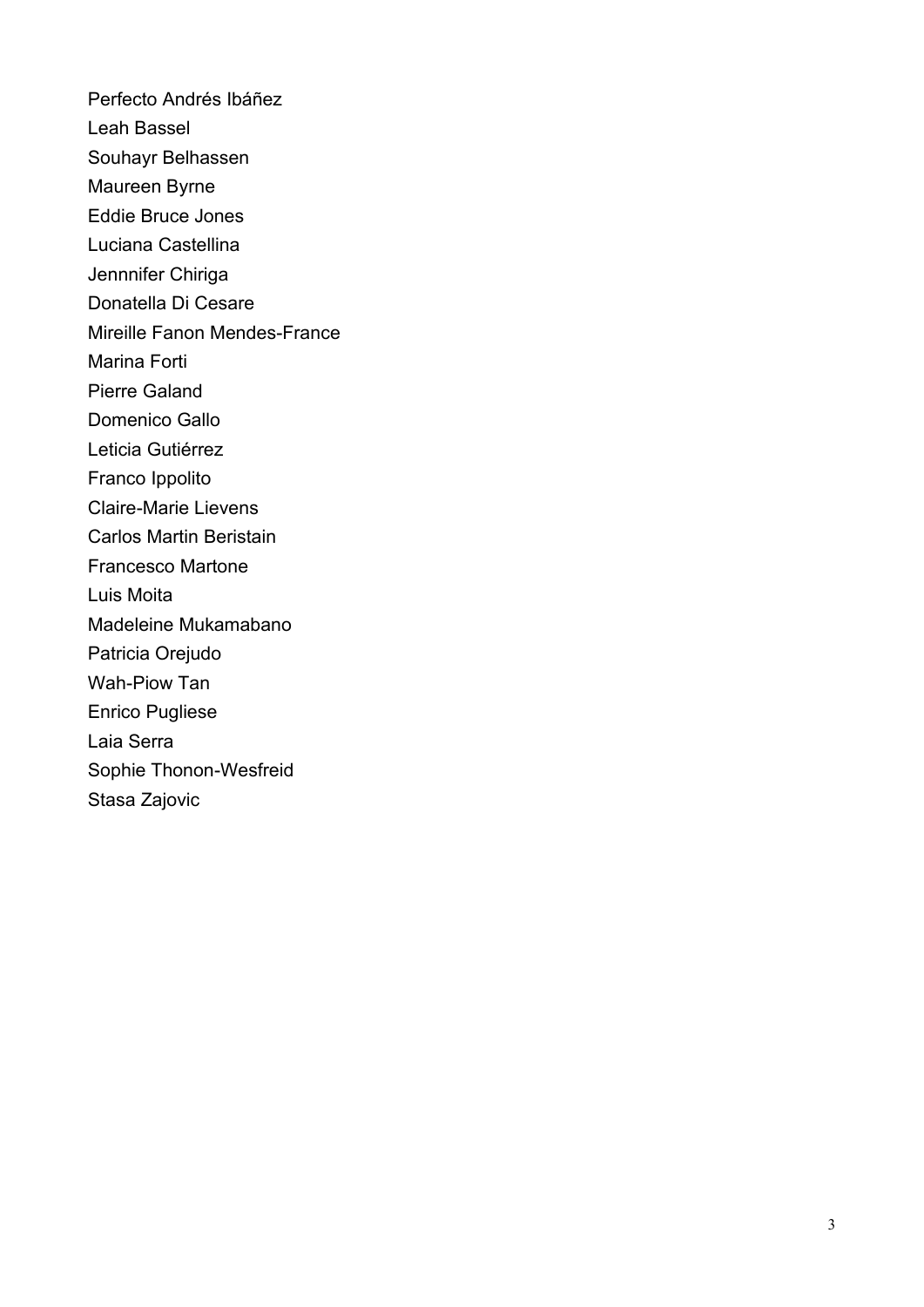Perfecto Andrés Ibáñez
Leah Bassel
Souhayr Belhassen
Maureen Byrne
Eddie Bruce Jones
Luciana Castellina
Jennnifer Chiriga
Donatella Di Cesare
Mireille Fanon Mendes-France
Marina Forti
Pierre Galand
Domenico Gallo
Leticia Gutiérrez
Franco Ippolito
Claire-Marie Lievens
Carlos Martin Beristain
Francesco Martone
Luis Moita
Madeleine Mukamabano
Patricia Orejudo
Wah-Piow Tan
Enrico Pugliese
Laia Serra
Sophie Thonon-Wesfreid
Stasa Zajovic